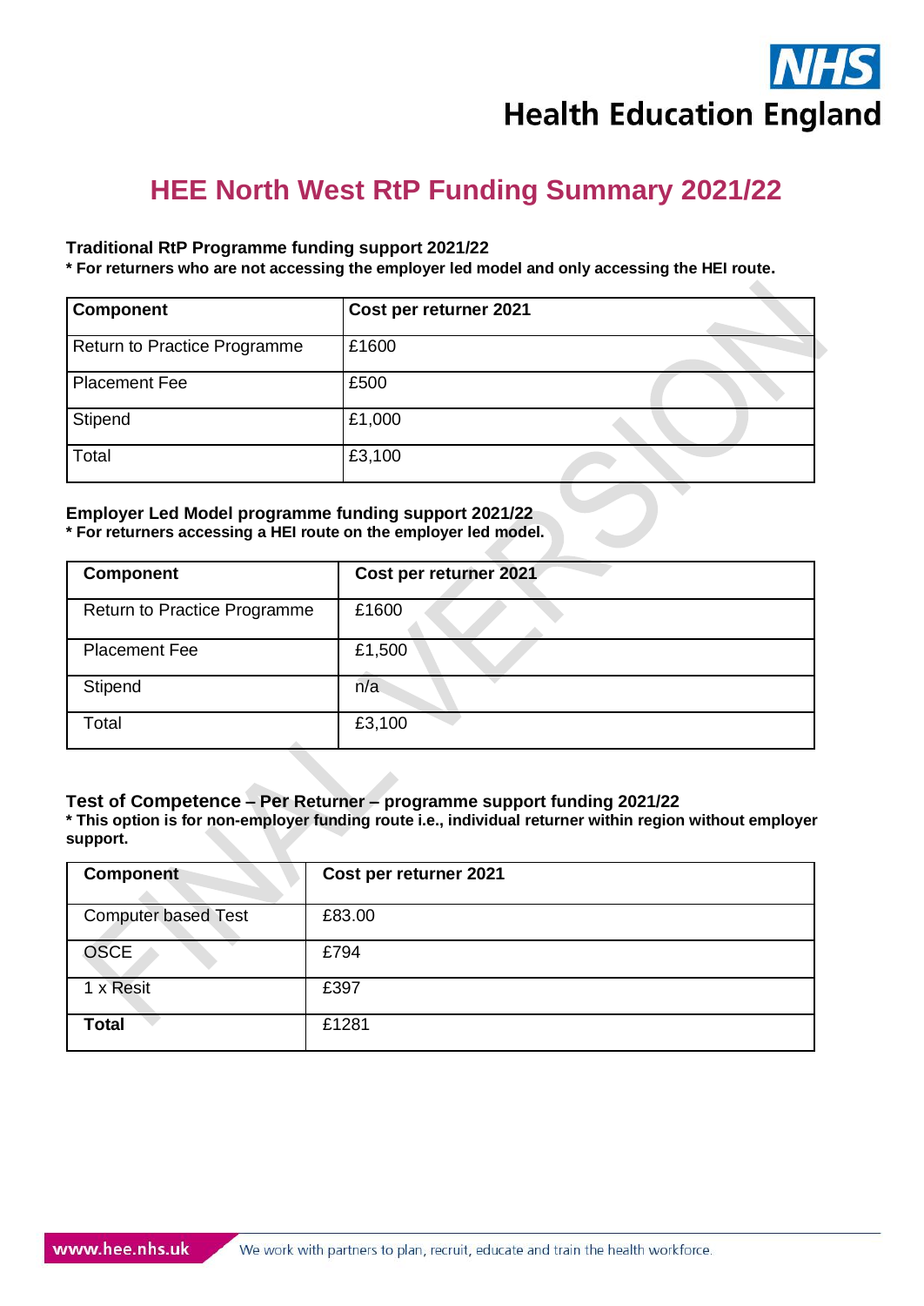# HEE North West RtP Funding Summary 2021/22

**Traditional RtP Programme funding support 2021/22**

**\* For returners who are not accessing the employer led model and only accessing the HEI route.**

| Component | Cost per returner 2021 |
|---|---|
| Return to Practice Programme | £1600 |
| Placement Fee | £500 |
| Stipend | £1,000 |
| Total | £3,100 |

**Employer Led Model programme funding support 2021/22**

**\* For returners accessing a HEI route on the employer led model.**

| Component | Cost per returner 2021 |
|---|---|
| Return to Practice Programme | £1600 |
| Placement Fee | £1,500 |
| Stipend | n/a |
| Total | £3,100 |

**Test of Competence – Per Returner – programme support funding 2021/22**

**\* This option is for non-employer funding route i.e., individual returner within region without employer support.**

| Component | Cost per returner 2021 |
|---|---|
| Computer based Test | £83.00 |
| OSCE | £794 |
| 1 x Resit | £397 |
| **Total** | £1281 |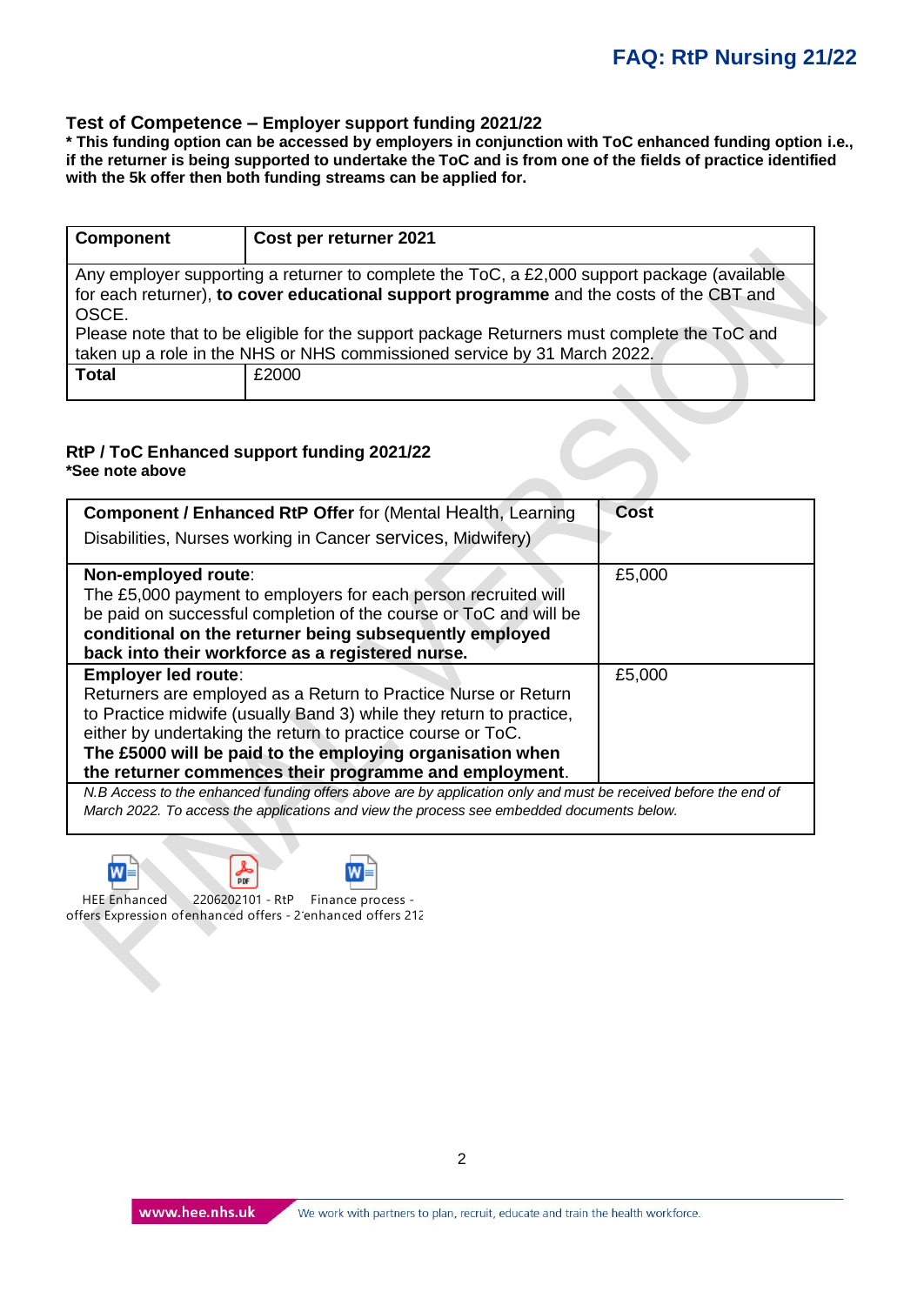## Test of Competence – Employer support funding 2021/22

**\* This funding option can be accessed by employers in conjunction with ToC enhanced funding option i.e., if the returner is being supported to undertake the ToC and is from one of the fields of practice identified with the 5k offer then both funding streams can be applied for.**

| Component | Cost per returner 2021 |
|---|---|
| Any employer supporting a returner to complete the ToC, a £2,000 support package (available for each returner), **to cover educational support programme** and the costs of the CBT and OSCE. Please note that to be eligible for the support package Returners must complete the ToC and taken up a role in the NHS or NHS commissioned service by 31 March 2022. | |
| **Total** | £2000 |

## RtP / ToC Enhanced support funding 2021/22

**\*See note above**

| **Component / Enhanced RtP Offer** for (Mental Health, Learning Disabilities, Nurses working in Cancer services, Midwifery) | **Cost** |
|---|---|
| **Non-employed route**: The £5,000 payment to employers for each person recruited will be paid on successful completion of the course or ToC and will be **conditional on the returner being subsequently employed back into their workforce as a registered nurse.** | £5,000 |
| **Employer led route**: Returners are employed as a Return to Practice Nurse or Return to Practice midwife (usually Band 3) while they return to practice, either by undertaking the return to practice course or ToC. **The £5000 will be paid to the employing organisation when the returner commences their programme and employment**. | £5,000 |
| *N.B Access to the enhanced funding offers above are by application only and must be received before the end of March 2022. To access the applications and view the process see embedded documents below.* | |

HEE Enhanced offers Expression of

2206202101 - RtP enhanced offers - 2

Finance process - enhanced offers 212